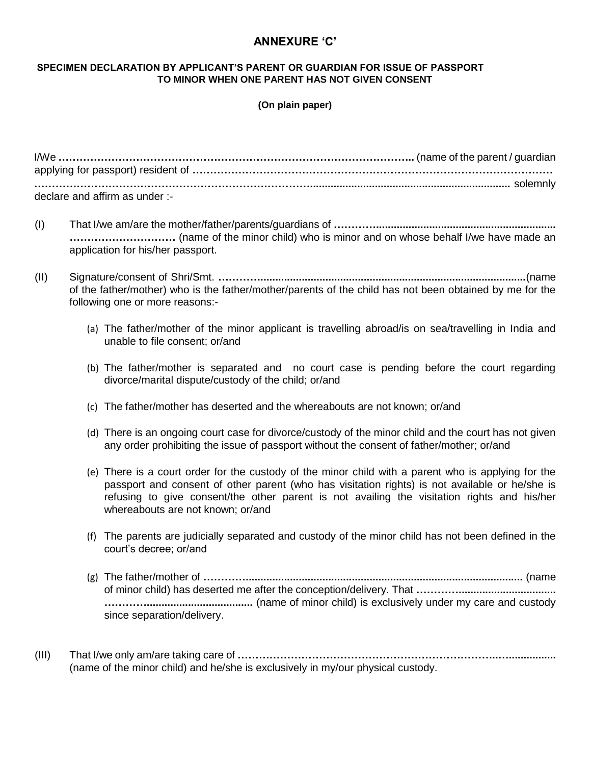# ANNEXURE 'C'

**SPECIMEN DECLARATION BY APPLICANT'S PARENT OR GUARDIAN FOR ISSUE OF PASSPORT TO MINOR WHEN ONE PARENT HAS NOT GIVEN CONSENT**

**(On plain paper)**

I/We ……………………………………………………………………………………….. (name of the parent / guardian applying for passport) resident of ……………………………………………………………………………………… …………………………………………………………………………...................................................................... solemnly declare and affirm as under :-

(I) That I/we am/are the mother/father/parents/guardians of ………............................................................... ………………………… (name of the minor child) who is minor and on whose behalf I/we have made an application for his/her passport.

(II) Signature/consent of Shri/Smt. ………..........................................................................................(name of the father/mother) who is the father/mother/parents of the child has not been obtained by me for the following one or more reasons:-

(a) The father/mother of the minor applicant is travelling abroad/is on sea/travelling in India and unable to file consent; or/and

(b) The father/mother is separated and no court case is pending before the court regarding divorce/marital dispute/custody of the child; or/and

(c) The father/mother has deserted and the whereabouts are not known; or/and

(d) There is an ongoing court case for divorce/custody of the minor child and the court has not given any order prohibiting the issue of passport without the consent of father/mother; or/and

(e) There is a court order for the custody of the minor child with a parent who is applying for the passport and consent of other parent (who has visitation rights) is not available or he/she is refusing to give consent/the other parent is not availing the visitation rights and his/her whereabouts are not known; or/and

(f) The parents are judicially separated and custody of the minor child has not been defined in the court's decree; or/and

(g) The father/mother of ………............................................................................................ (name of minor child) has deserted me after the conception/delivery. That …………................................. …………...................................... (name of minor child) is exclusively under my care and custody since separation/delivery.

(III) That I/we only am/are taking care of ………………………………………………………………….…................ (name of the minor child) and he/she is exclusively in my/our physical custody.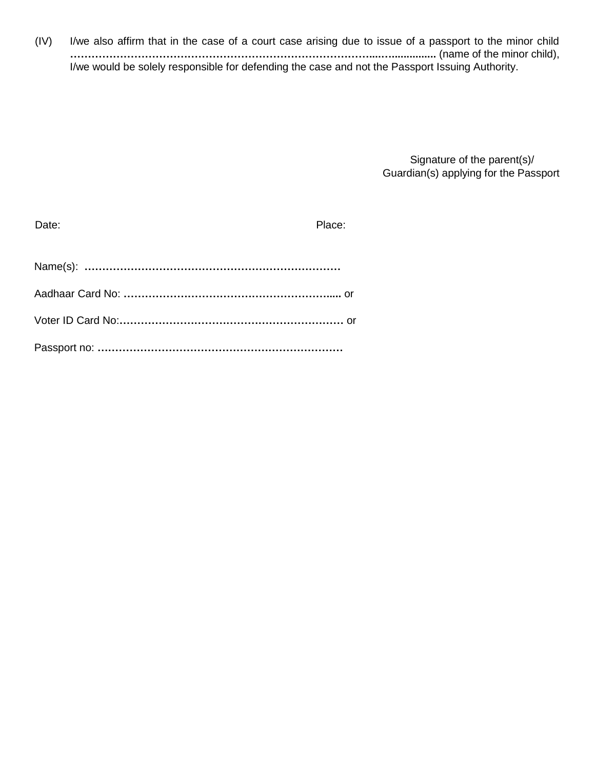(IV) I/we also affirm that in the case of a court case arising due to issue of a passport to the minor child ………………………………………………………………………………...….............. (name of the minor child), I/we would be solely responsible for defending the case and not the Passport Issuing Authority.

Signature of the parent(s)/
Guardian(s) applying for the Passport

Date: Place:

Name(s): ………………………………………………………………

Aadhaar Card No: …………………………………………………..... or

Voter ID Card No:………………………………………………………… or

Passport no: ……………………………………………………………